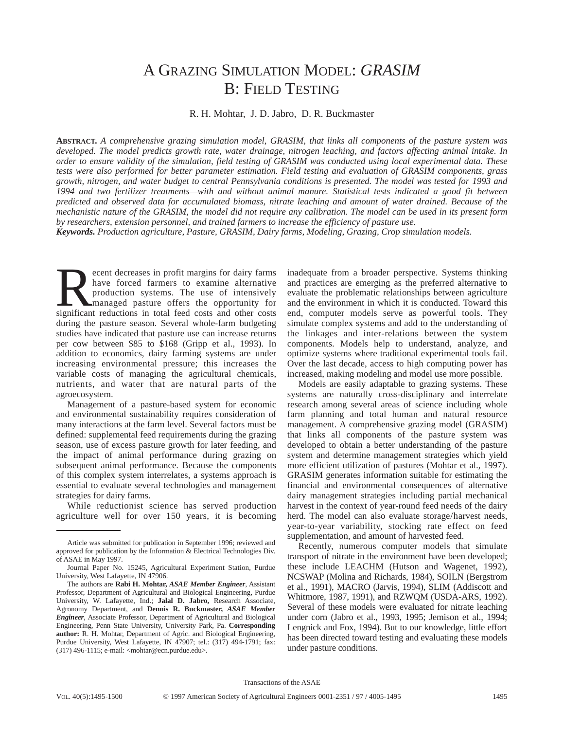# A GRAZING SIMULATION MODEL: *GRASIM*
# B: FIELD TESTING

R. H. Mohtar, J. D. Jabro, D. R. Buckmaster

**ABSTRACT.** *A comprehensive grazing simulation model, GRASIM, that links all components of the pasture system was developed. The model predicts growth rate, water drainage, nitrogen leaching, and factors affecting animal intake. In order to ensure validity of the simulation, field testing of GRASIM was conducted using local experimental data. These tests were also performed for better parameter estimation. Field testing and evaluation of GRASIM components, grass growth, nitrogen, and water budget to central Pennsylvania conditions is presented. The model was tested for 1993 and 1994 and two fertilizer treatments—with and without animal manure. Statistical tests indicated a good fit between predicted and observed data for accumulated biomass, nitrate leaching and amount of water drained. Because of the mechanistic nature of the GRASIM, the model did not require any calibration. The model can be used in its present form by researchers, extension personnel, and trained farmers to increase the efficiency of pasture use.*

***Keywords.*** *Production agriculture, Pasture, GRASIM, Dairy farms, Modeling, Grazing, Crop simulation models.*

Recent decreases in profit margins for dairy farms have forced farmers to examine alternative production systems. The use of intensively managed pasture offers the opportunity for significant reductions in total feed costs and other costs during the pasture season. Several whole-farm budgeting studies have indicated that pasture use can increase returns per cow between $85 to $168 (Gripp et al., 1993). In addition to economics, dairy farming systems are under increasing environmental pressure; this increases the variable costs of managing the agricultural chemicals, nutrients, and water that are natural parts of the agroecosystem.

Management of a pasture-based system for economic and environmental sustainability requires consideration of many interactions at the farm level. Several factors must be defined: supplemental feed requirements during the grazing season, use of excess pasture growth for later feeding, and the impact of animal performance during grazing on subsequent animal performance. Because the components of this complex system interrelates, a systems approach is essential to evaluate several technologies and management strategies for dairy farms.

While reductionist science has served production agriculture well for over 150 years, it is becoming inadequate from a broader perspective. Systems thinking and practices are emerging as the preferred alternative to evaluate the problematic relationships between agriculture and the environment in which it is conducted. Toward this end, computer models serve as powerful tools. They simulate complex systems and add to the understanding of the linkages and inter-relations between the system components. Models help to understand, analyze, and optimize systems where traditional experimental tools fail. Over the last decade, access to high computing power has increased, making modeling and model use more possible.

Models are easily adaptable to grazing systems. These systems are naturally cross-disciplinary and interrelate research among several areas of science including whole farm planning and total human and natural resource management. A comprehensive grazing model (GRASIM) that links all components of the pasture system was developed to obtain a better understanding of the pasture system and determine management strategies which yield more efficient utilization of pastures (Mohtar et al., 1997). GRASIM generates information suitable for estimating the financial and environmental consequences of alternative dairy management strategies including partial mechanical harvest in the context of year-round feed needs of the dairy herd. The model can also evaluate storage/harvest needs, year-to-year variability, stocking rate effect on feed supplementation, and amount of harvested feed.

Recently, numerous computer models that simulate transport of nitrate in the environment have been developed; these include LEACHM (Hutson and Wagenet, 1992), NCSWAP (Molina and Richards, 1984), SOILN (Bergstrom et al., 1991), MACRO (Jarvis, 1994), SLIM (Addiscott and Whitmore, 1987, 1991), and RZWQM (USDA-ARS, 1992). Several of these models were evaluated for nitrate leaching under corn (Jabro et al., 1993, 1995; Jemison et al., 1994; Lengnick and Fox, 1994). But to our knowledge, little effort has been directed toward testing and evaluating these models under pasture conditions.

---

Article was submitted for publication in September 1996; reviewed and approved for publication by the Information & Electrical Technologies Div. of ASAE in May 1997.

Journal Paper No. 15245, Agricultural Experiment Station, Purdue University, West Lafayette, IN 47906.

The authors are **Rabi H. Mohtar,** ***ASAE Member Engineer***, Assistant Professor, Department of Agricultural and Biological Engineering, Purdue University, W. Lafayette, Ind.; **Jalal D. Jabro,** Research Associate, Agronomy Department, and **Dennis R. Buckmaster,** ***ASAE Member Engineer***, Associate Professor, Department of Agricultural and Biological Engineering, Penn State University, University Park, Pa. **Corresponding author:** R. H. Mohtar, Department of Agric. and Biological Engineering, Purdue University, West Lafayette, IN 47907; tel.: (317) 494-1791; fax: (317) 496-1115; e-mail: <mohtar@ecn.purdue.edu>.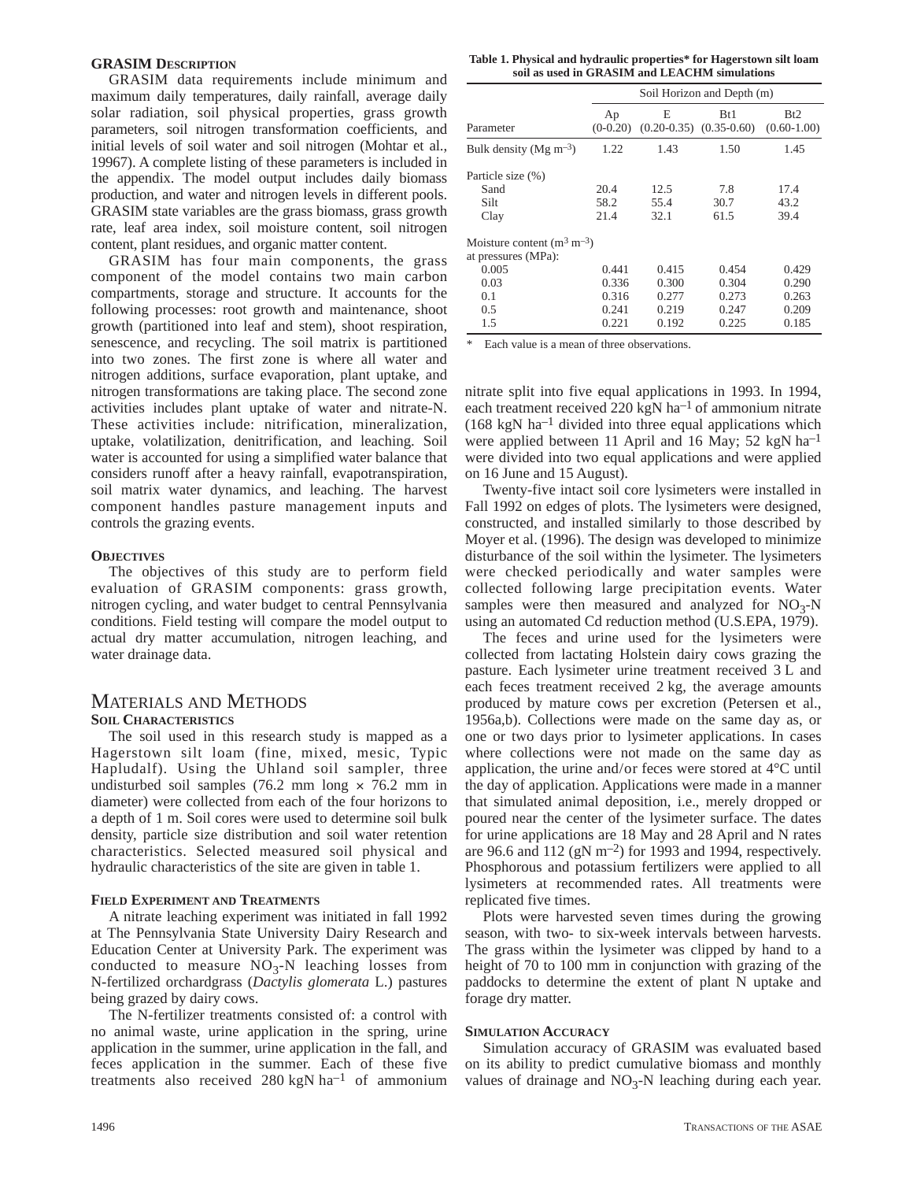## GRASIM Description

GRASIM data requirements include minimum and maximum daily temperatures, daily rainfall, average daily solar radiation, soil physical properties, grass growth parameters, soil nitrogen transformation coefficients, and initial levels of soil water and soil nitrogen (Mohtar et al., 19967). A complete listing of these parameters is included in the appendix. The model output includes daily biomass production, and water and nitrogen levels in different pools. GRASIM state variables are the grass biomass, grass growth rate, leaf area index, soil moisture content, soil nitrogen content, plant residues, and organic matter content.

GRASIM has four main components, the grass component of the model contains two main carbon compartments, storage and structure. It accounts for the following processes: root growth and maintenance, shoot growth (partitioned into leaf and stem), shoot respiration, senescence, and recycling. The soil matrix is partitioned into two zones. The first zone is where all water and nitrogen additions, surface evaporation, plant uptake, and nitrogen transformations are taking place. The second zone activities includes plant uptake of water and nitrate-N. These activities include: nitrification, mineralization, uptake, volatilization, denitrification, and leaching. Soil water is accounted for using a simplified water balance that considers runoff after a heavy rainfall, evapotranspiration, soil matrix water dynamics, and leaching. The harvest component handles pasture management inputs and controls the grazing events.

## Objectives

The objectives of this study are to perform field evaluation of GRASIM components: grass growth, nitrogen cycling, and water budget to central Pennsylvania conditions. Field testing will compare the model output to actual dry matter accumulation, nitrogen leaching, and water drainage data.

# Materials and Methods

## Soil Characteristics

The soil used in this research study is mapped as a Hagerstown silt loam (fine, mixed, mesic, Typic Hapludalf). Using the Uhland soil sampler, three undisturbed soil samples (76.2 mm long × 76.2 mm in diameter) were collected from each of the four horizons to a depth of 1 m. Soil cores were used to determine soil bulk density, particle size distribution and soil water retention characteristics. Selected measured soil physical and hydraulic characteristics of the site are given in table 1.

**Table 1. Physical and hydraulic properties* for Hagerstown silt loam soil as used in GRASIM and LEACHM simulations**

| | Soil Horizon and Depth (m) | | | |
|---|---|---|---|---|
| Parameter | Ap (0-0.20) | E (0.20-0.35) | Bt1 (0.35-0.60) | Bt2 (0.60-1.00) |
| Bulk density (Mg $m^{-3}$) | 1.22 | 1.43 | 1.50 | 1.45 |
| Particle size (%) | | | | |
| Sand | 20.4 | 12.5 | 7.8 | 17.4 |
| Silt | 58.2 | 55.4 | 30.7 | 43.2 |
| Clay | 21.4 | 32.1 | 61.5 | 39.4 |
| Moisture content ($m^3$ $m^{-3}$) at pressures (MPa): | | | | |
| 0.005 | 0.441 | 0.415 | 0.454 | 0.429 |
| 0.03 | 0.336 | 0.300 | 0.304 | 0.290 |
| 0.1 | 0.316 | 0.277 | 0.273 | 0.263 |
| 0.5 | 0.241 | 0.219 | 0.247 | 0.209 |
| 1.5 | 0.221 | 0.192 | 0.225 | 0.185 |

\* Each value is a mean of three observations.

## Field Experiment and Treatments

A nitrate leaching experiment was initiated in fall 1992 at The Pennsylvania State University Dairy Research and Education Center at University Park. The experiment was conducted to measure $NO_3$-N leaching losses from N-fertilized orchardgrass (*Dactylis glomerata* L.) pastures being grazed by dairy cows.

The N-fertilizer treatments consisted of: a control with no animal waste, urine application in the spring, urine application in the summer, urine application in the fall, and feces application in the summer. Each of these five treatments also received 280 kgN $ha^{-1}$ of ammonium nitrate split into five equal applications in 1993. In 1994, each treatment received 220 kgN $ha^{-1}$ of ammonium nitrate (168 kgN $ha^{-1}$ divided into three equal applications which were applied between 11 April and 16 May; 52 kgN $ha^{-1}$ were divided into two equal applications and were applied on 16 June and 15 August).

Twenty-five intact soil core lysimeters were installed in Fall 1992 on edges of plots. The lysimeters were designed, constructed, and installed similarly to those described by Moyer et al. (1996). The design was developed to minimize disturbance of the soil within the lysimeter. The lysimeters were checked periodically and water samples were collected following large precipitation events. Water samples were then measured and analyzed for $NO_3$-N using an automated Cd reduction method (U.S.EPA, 1979).

The feces and urine used for the lysimeters were collected from lactating Holstein dairy cows grazing the pasture. Each lysimeter urine treatment received 3 L and each feces treatment received 2 kg, the average amounts produced by mature cows per excretion (Petersen et al., 1956a,b). Collections were made on the same day as, or one or two days prior to lysimeter applications. In cases where collections were not made on the same day as application, the urine and/or feces were stored at 4°C until the day of application. Applications were made in a manner that simulated animal deposition, i.e., merely dropped or poured near the center of the lysimeter surface. The dates for urine applications are 18 May and 28 April and N rates are 96.6 and 112 (gN $m^{-2}$) for 1993 and 1994, respectively. Phosphorous and potassium fertilizers were applied to all lysimeters at recommended rates. All treatments were replicated five times.

Plots were harvested seven times during the growing season, with two- to six-week intervals between harvests. The grass within the lysimeter was clipped by hand to a height of 70 to 100 mm in conjunction with grazing of the paddocks to determine the extent of plant N uptake and forage dry matter.

## Simulation Accuracy

Simulation accuracy of GRASIM was evaluated based on its ability to predict cumulative biomass and monthly values of drainage and $NO_3$-N leaching during each year.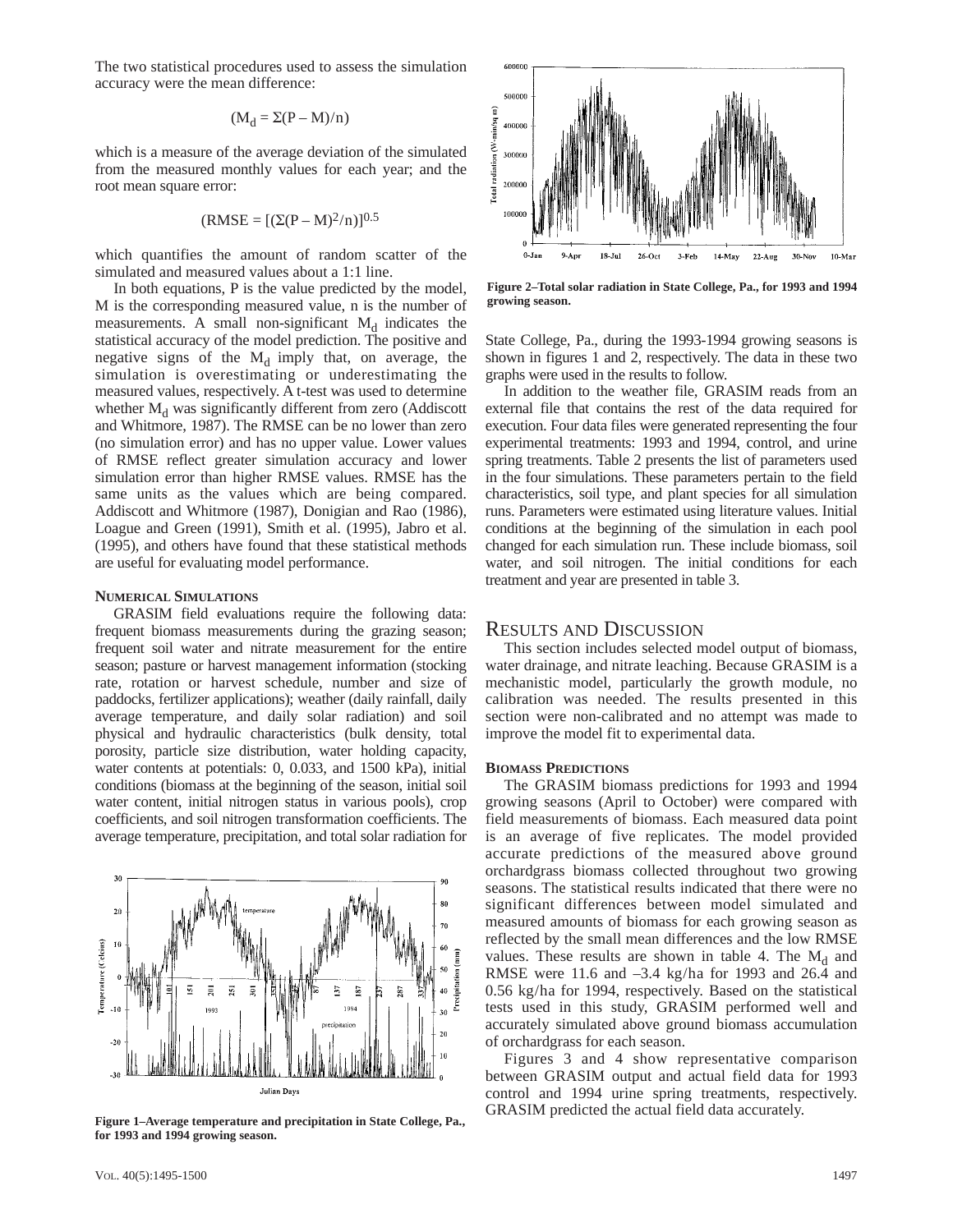The two statistical procedures used to assess the simulation accuracy were the mean difference:

$$(M_d = \Sigma(P - M)/n)$$

which is a measure of the average deviation of the simulated from the measured monthly values for each year; and the root mean square error:

$$(RMSE = [(\Sigma(P - M)^2/n)]^{0.5}$$

which quantifies the amount of random scatter of the simulated and measured values about a 1:1 line.

In both equations, P is the value predicted by the model, M is the corresponding measured value, n is the number of measurements. A small non-significant $M_d$ indicates the statistical accuracy of the model prediction. The positive and negative signs of the $M_d$ imply that, on average, the simulation is overestimating or underestimating the measured values, respectively. A t-test was used to determine whether $M_d$ was significantly different from zero (Addiscott and Whitmore, 1987). The RMSE can be no lower than zero (no simulation error) and has no upper value. Lower values of RMSE reflect greater simulation accuracy and lower simulation error than higher RMSE values. RMSE has the same units as the values which are being compared. Addiscott and Whitmore (1987), Donigian and Rao (1986), Loague and Green (1991), Smith et al. (1995), Jabro et al. (1995), and others have found that these statistical methods are useful for evaluating model performance.

### Numerical Simulations

GRASIM field evaluations require the following data: frequent biomass measurements during the grazing season; frequent soil water and nitrate measurement for the entire season; pasture or harvest management information (stocking rate, rotation or harvest schedule, number and size of paddocks, fertilizer applications); weather (daily rainfall, daily average temperature, and daily solar radiation) and soil physical and hydraulic characteristics (bulk density, total porosity, particle size distribution, water holding capacity, water contents at potentials: 0, 0.033, and 1500 kPa), initial conditions (biomass at the beginning of the season, initial soil water content, initial nitrogen status in various pools), crop coefficients, and soil nitrogen transformation coefficients. The average temperature, precipitation, and total solar radiation for State College, Pa., during the 1993-1994 growing seasons is shown in figures 1 and 2, respectively. The data in these two graphs were used in the results to follow.

Figure 1–Average temperature and precipitation in State College, Pa., for 1993 and 1994 growing season.

Figure 2–Total solar radiation in State College, Pa., for 1993 and 1994 growing season.

In addition to the weather file, GRASIM reads from an external file that contains the rest of the data required for execution. Four data files were generated representing the four experimental treatments: 1993 and 1994, control, and urine spring treatments. Table 2 presents the list of parameters used in the four simulations. These parameters pertain to the field characteristics, soil type, and plant species for all simulation runs. Parameters were estimated using literature values. Initial conditions at the beginning of the simulation in each pool changed for each simulation run. These include biomass, soil water, and soil nitrogen. The initial conditions for each treatment and year are presented in table 3.

## Results and Discussion

This section includes selected model output of biomass, water drainage, and nitrate leaching. Because GRASIM is a mechanistic model, particularly the growth module, no calibration was needed. The results presented in this section were non-calibrated and no attempt was made to improve the model fit to experimental data.

### Biomass Predictions

The GRASIM biomass predictions for 1993 and 1994 growing seasons (April to October) were compared with field measurements of biomass. Each measured data point is an average of five replicates. The model provided accurate predictions of the measured above ground orchardgrass biomass collected throughout two growing seasons. The statistical results indicated that there were no significant differences between model simulated and measured amounts of biomass for each growing season as reflected by the small mean differences and the low RMSE values. These results are shown in table 4. The $M_d$ and RMSE were 11.6 and –3.4 kg/ha for 1993 and 26.4 and 0.56 kg/ha for 1994, respectively. Based on the statistical tests used in this study, GRASIM performed well and accurately simulated above ground biomass accumulation of orchardgrass for each season.

Figures 3 and 4 show representative comparison between GRASIM output and actual field data for 1993 control and 1994 urine spring treatments, respectively. GRASIM predicted the actual field data accurately.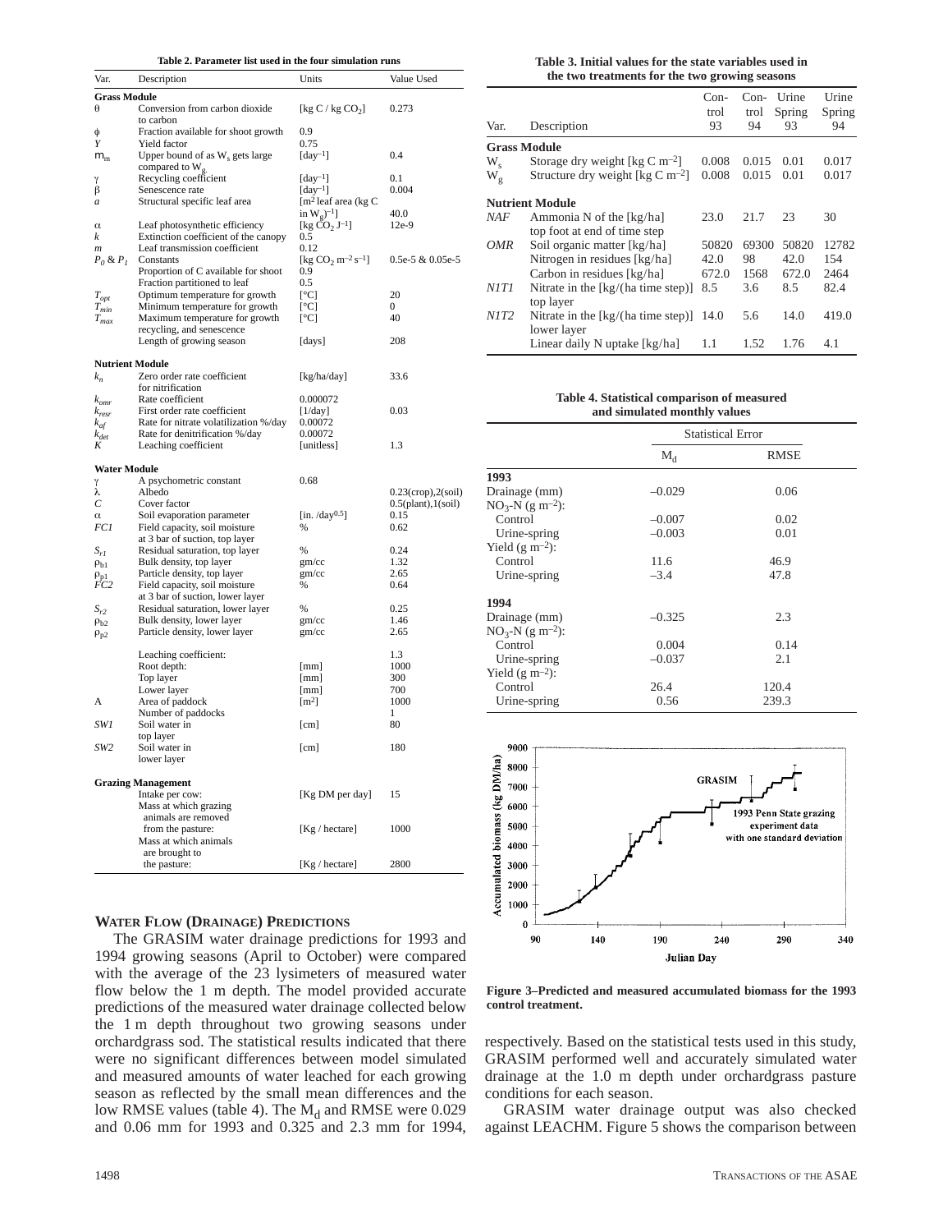**Table 2. Parameter list used in the four simulation runs**

| Var. | Description | Units | Value Used |
|---|---|---|---|
| **Grass Module** | | | |
| $\theta$ | Conversion from carbon dioxide to carbon | [kg C / kg $CO_2$] | 0.273 |
| $\phi$ | Fraction available for shoot growth | 0.9 | |
| $Y$ | Yield factor | 0.75 | |
| $m_m$ | Upper bound of as $W_s$ gets large compared to $W_g$ | [day$^{-1}$] | 0.4 |
| $\gamma$ | Recycling coefficient | [day$^{-1}$] | 0.1 |
| $\beta$ | Senescence rate | [day$^{-1}$] | 0.004 |
| $a$ | Structural specific leaf area | [m$^2$ leaf area (kg C in $W_g$)$^{-1}$] | 40.0 |
| $\alpha$ | Leaf photosynthetic efficiency | [kg $CO_2$ J$^{-1}$] | 12e-9 |
| $k$ | Extinction coefficient of the canopy | 0.5 | |
| $m$ | Leaf transmission coefficient | 0.12 | |
| $P_0$ & $P_1$ | Constants | [kg $CO_2$ m$^{-2}$ s$^{-1}$] | 0.5e-5 & 0.05e-5 |
| | Proportion of C available for shoot | 0.9 | |
| | Fraction partitioned to leaf | 0.5 | |
| $T_{opt}$ | Optimum temperature for growth | [°C] | 20 |
| $T_{min}$ | Minimum temperature for growth | [°C] | 0 |
| $T_{max}$ | Maximum temperature for growth recycling, and senescence | [°C] | 40 |
| | Length of growing season | [days] | 208 |
| **Nutrient Module** | | | |
| $k_n$ | Zero order rate coefficient for nitrification | [kg/ha/day] | 33.6 |
| $k_{omr}$ | Rate coefficient | 0.000072 | |
| $k_{resr}$ | First order rate coefficient | [1/day] | 0.03 |
| $k_{af}$ | Rate for nitrate volatilization %/day | 0.00072 | |
| $k_{det}$ | Rate for denitrification %/day | 0.00072 | |
| $K$ | Leaching coefficient | [unitless] | 1.3 |
| **Water Module** | | | |
| $\gamma$ | A psychometric constant | 0.68 | |
| $\lambda$ | Albedo | | 0.23(crop),2(soil) |
| $C$ | Cover factor | | 0.5(plant),1(soil) |
| $\alpha$ | Soil evaporation parameter | [in. /day$^{0.5}$] | 0.15 |
| $FC1$ | Field capacity, soil moisture at 3 bar of suction, top layer | % | 0.62 |
| $S_{r1}$ | Residual saturation, top layer | % | 0.24 |
| $\rho_{b1}$ | Bulk density, top layer | gm/cc | 1.32 |
| $\rho_{p1}$ | Particle density, top layer | gm/cc | 2.65 |
| $FC2$ | Field capacity, soil moisture at 3 bar of suction, lower layer | % | 0.64 |
| $S_{r2}$ | Residual saturation, lower layer | % | 0.25 |
| $\rho_{b2}$ | Bulk density, lower layer | gm/cc | 1.46 |
| $\rho_{p2}$ | Particle density, lower layer | gm/cc | 2.65 |
| | Leaching coefficient: | | 1.3 |
| | Root depth: | [mm] | 1000 |
| | Top layer | [mm] | 300 |
| | Lower layer | [mm] | 700 |
| A | Area of paddock | [m$^2$] | 1000 |
| | Number of paddocks | | 1 |
| $SW1$ | Soil water in top layer | [cm] | 80 |
| $SW2$ | Soil water in lower layer | [cm] | 180 |
| **Grazing Management** | | | |
| | Intake per cow: | [Kg DM per day] | 15 |
| | Mass at which grazing animals are removed from the pasture: | [Kg / hectare] | 1000 |
| | Mass at which animals are brought to the pasture: | [Kg / hectare] | 2800 |

**Table 3. Initial values for the state variables used in the two treatments for the two growing seasons**

| Var. | Description | Control 93 | Control 94 | Urine Spring 93 | Urine Spring 94 |
|---|---|---|---|---|---|
| **Grass Module** | | | | | |
| $W_s$ | Storage dry weight [kg C m$^{-2}$] | 0.008 | 0.015 | 0.01 | 0.017 |
| $W_g$ | Structure dry weight [kg C m$^{-2}$] | 0.008 | 0.015 | 0.01 | 0.017 |
| **Nutrient Module** | | | | | |
| $NAF$ | Ammonia N of the [kg/ha] top foot at end of time step | 23.0 | 21.7 | 23 | 30 |
| $OMR$ | Soil organic matter [kg/ha] | 50820 | 69300 | 50820 | 12782 |
| | Nitrogen in residues [kg/ha] | 42.0 | 98 | 42.0 | 154 |
| | Carbon in residues [kg/ha] | 672.0 | 1568 | 672.0 | 2464 |
| $N1T1$ | Nitrate in the [kg/(ha time step)] top layer | 8.5 | 3.6 | 8.5 | 82.4 |
| $N1T2$ | Nitrate in the [kg/(ha time step)] lower layer | 14.0 | 5.6 | 14.0 | 419.0 |
| | Linear daily N uptake [kg/ha] | 1.1 | 1.52 | 1.76 | 4.1 |

**Table 4. Statistical comparison of measured and simulated monthly values**

| | Statistical Error | |
|---|---|---|
| | $M_d$ | RMSE |
| **1993** | | |
| Drainage (mm) | –0.029 | 0.06 |
| $NO_3$-N (g m$^{-2}$): | | |
| Control | –0.007 | 0.02 |
| Urine-spring | –0.003 | 0.01 |
| Yield (g m$^{-2}$): | | |
| Control | 11.6 | 46.9 |
| Urine-spring | –3.4 | 47.8 |
| **1994** | | |
| Drainage (mm) | –0.325 | 2.3 |
| $NO_3$-N (g m$^{-2}$): | | |
| Control | 0.004 | 0.14 |
| Urine-spring | –0.037 | 2.1 |
| Yield (g m$^{-2}$): | | |
| Control | 26.4 | 120.4 |
| Urine-spring | 0.56 | 239.3 |

**Figure 3–Predicted and measured accumulated biomass for the 1993 control treatment.**

## Water Flow (Drainage) Predictions

The GRASIM water drainage predictions for 1993 and 1994 growing seasons (April to October) were compared with the average of the 23 lysimeters of measured water flow below the 1 m depth. The model provided accurate predictions of the measured water drainage collected below the 1 m depth throughout two growing seasons under orchardgrass sod. The statistical results indicated that there were no significant differences between model simulated and measured amounts of water leached for each growing season as reflected by the small mean differences and the low RMSE values (table 4). The $M_d$ and RMSE were 0.029 and 0.06 mm for 1993 and 0.325 and 2.3 mm for 1994, respectively. Based on the statistical tests used in this study, GRASIM performed well and accurately simulated water drainage at the 1.0 m depth under orchardgrass pasture conditions for each season.

GRASIM water drainage output was also checked against LEACHM. Figure 5 shows the comparison between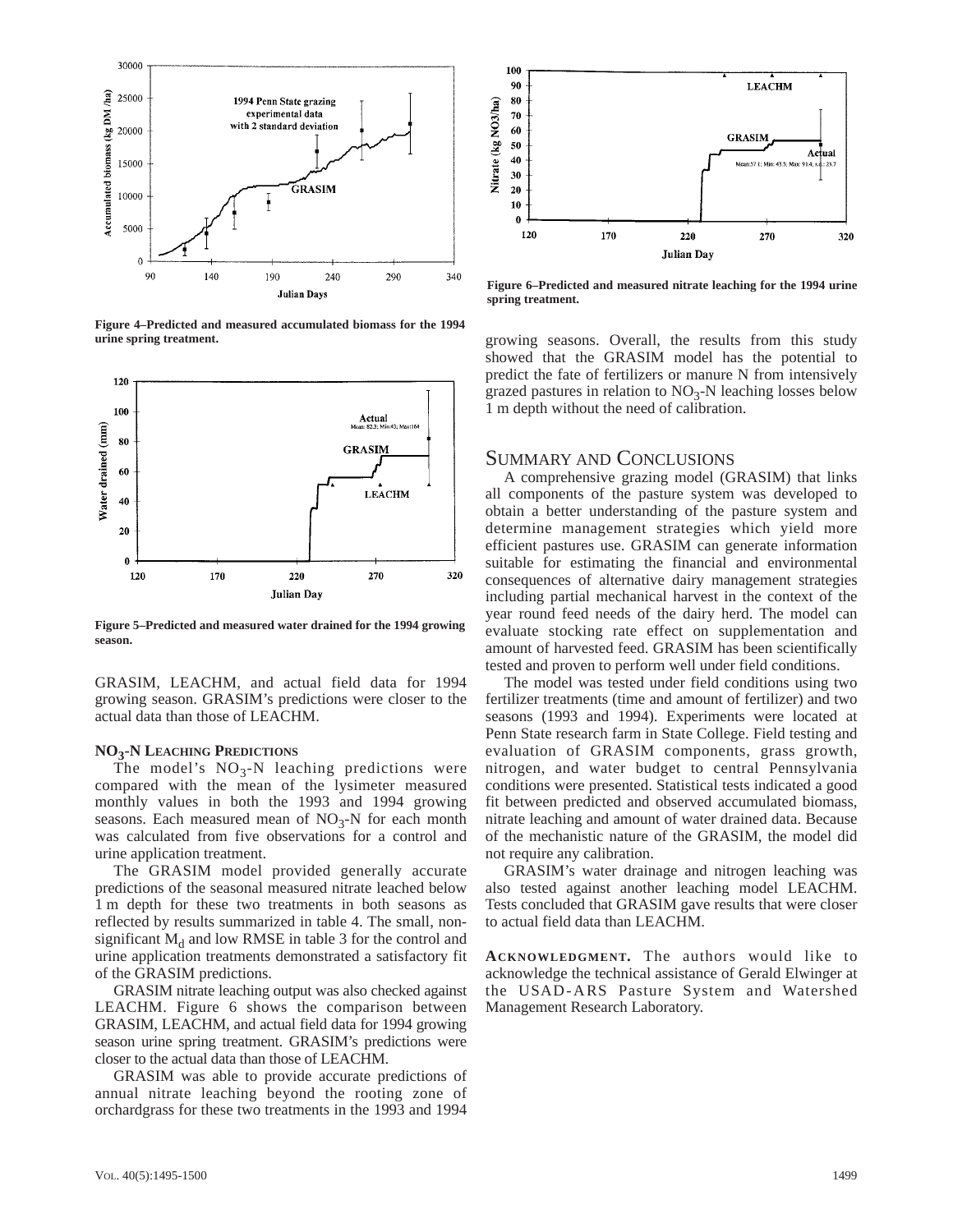Figure 4–Predicted and measured accumulated biomass for the 1994 urine spring treatment.

Figure 5–Predicted and measured water drained for the 1994 growing season.

GRASIM, LEACHM, and actual field data for 1994 growing season. GRASIM's predictions were closer to the actual data than those of LEACHM.

### $NO_3$-N LEACHING PREDICTIONS

The model's $NO_3$-N leaching predictions were compared with the mean of the lysimeter measured monthly values in both the 1993 and 1994 growing seasons. Each measured mean of $NO_3$-N for each month was calculated from five observations for a control and urine application treatment.

The GRASIM model provided generally accurate predictions of the seasonal measured nitrate leached below 1 m depth for these two treatments in both seasons as reflected by results summarized in table 4. The small, non-significant $M_d$ and low RMSE in table 3 for the control and urine application treatments demonstrated a satisfactory fit of the GRASIM predictions.

GRASIM nitrate leaching output was also checked against LEACHM. Figure 6 shows the comparison between GRASIM, LEACHM, and actual field data for 1994 growing season urine spring treatment. GRASIM's predictions were closer to the actual data than those of LEACHM.

GRASIM was able to provide accurate predictions of annual nitrate leaching beyond the rooting zone of orchardgrass for these two treatments in the 1993 and 1994 growing seasons. Overall, the results from this study showed that the GRASIM model has the potential to predict the fate of fertilizers or manure N from intensively grazed pastures in relation to $NO_3$-N leaching losses below 1 m depth without the need of calibration.

Figure 6–Predicted and measured nitrate leaching for the 1994 urine spring treatment.

## SUMMARY AND CONCLUSIONS

A comprehensive grazing model (GRASIM) that links all components of the pasture system was developed to obtain a better understanding of the pasture system and determine management strategies which yield more efficient pastures use. GRASIM can generate information suitable for estimating the financial and environmental consequences of alternative dairy management strategies including partial mechanical harvest in the context of the year round feed needs of the dairy herd. The model can evaluate stocking rate effect on supplementation and amount of harvested feed. GRASIM has been scientifically tested and proven to perform well under field conditions.

The model was tested under field conditions using two fertilizer treatments (time and amount of fertilizer) and two seasons (1993 and 1994). Experiments were located at Penn State research farm in State College. Field testing and evaluation of GRASIM components, grass growth, nitrogen, and water budget to central Pennsylvania conditions were presented. Statistical tests indicated a good fit between predicted and observed accumulated biomass, nitrate leaching and amount of water drained data. Because of the mechanistic nature of the GRASIM, the model did not require any calibration.

GRASIM's water drainage and nitrogen leaching was also tested against another leaching model LEACHM. Tests concluded that GRASIM gave results that were closer to actual field data than LEACHM.

**ACKNOWLEDGMENT.** The authors would like to acknowledge the technical assistance of Gerald Elwinger at the USAD-ARS Pasture System and Watershed Management Research Laboratory.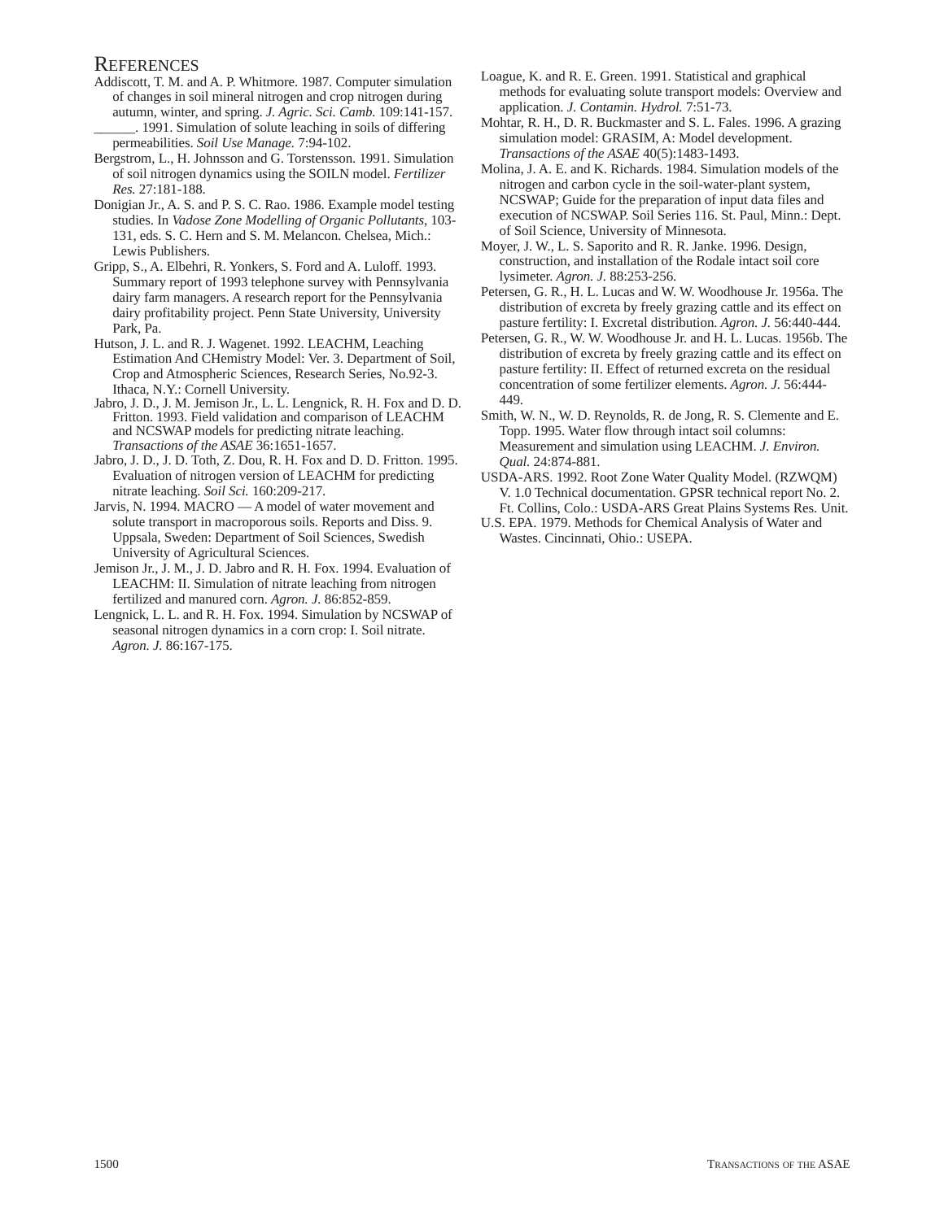## REFERENCES

Addiscott, T. M. and A. P. Whitmore. 1987. Computer simulation of changes in soil mineral nitrogen and crop nitrogen during autumn, winter, and spring. *J. Agric. Sci. Camb.* 109:141-157.

______. 1991. Simulation of solute leaching in soils of differing permeabilities. *Soil Use Manage.* 7:94-102.

Bergstrom, L., H. Johnsson and G. Torstensson. 1991. Simulation of soil nitrogen dynamics using the SOILN model. *Fertilizer Res.* 27:181-188.

Donigian Jr., A. S. and P. S. C. Rao. 1986. Example model testing studies. In *Vadose Zone Modelling of Organic Pollutants*, 103-131, eds. S. C. Hern and S. M. Melancon. Chelsea, Mich.: Lewis Publishers.

Gripp, S., A. Elbehri, R. Yonkers, S. Ford and A. Luloff. 1993. Summary report of 1993 telephone survey with Pennsylvania dairy farm managers. A research report for the Pennsylvania dairy profitability project. Penn State University, University Park, Pa.

Hutson, J. L. and R. J. Wagenet. 1992. LEACHM, Leaching Estimation And CHemistry Model: Ver. 3. Department of Soil, Crop and Atmospheric Sciences, Research Series, No.92-3. Ithaca, N.Y.: Cornell University.

Jabro, J. D., J. M. Jemison Jr., L. L. Lengnick, R. H. Fox and D. D. Fritton. 1993. Field validation and comparison of LEACHM and NCSWAP models for predicting nitrate leaching. *Transactions of the ASAE* 36:1651-1657.

Jabro, J. D., J. D. Toth, Z. Dou, R. H. Fox and D. D. Fritton. 1995. Evaluation of nitrogen version of LEACHM for predicting nitrate leaching. *Soil Sci.* 160:209-217.

Jarvis, N. 1994. MACRO — A model of water movement and solute transport in macroporous soils. Reports and Diss. 9. Uppsala, Sweden: Department of Soil Sciences, Swedish University of Agricultural Sciences.

Jemison Jr., J. M., J. D. Jabro and R. H. Fox. 1994. Evaluation of LEACHM: II. Simulation of nitrate leaching from nitrogen fertilized and manured corn. *Agron. J.* 86:852-859.

Lengnick, L. L. and R. H. Fox. 1994. Simulation by NCSWAP of seasonal nitrogen dynamics in a corn crop: I. Soil nitrate. *Agron. J.* 86:167-175.

Loague, K. and R. E. Green. 1991. Statistical and graphical methods for evaluating solute transport models: Overview and application. *J. Contamin. Hydrol.* 7:51-73.

Mohtar, R. H., D. R. Buckmaster and S. L. Fales. 1996. A grazing simulation model: GRASIM, A: Model development. *Transactions of the ASAE* 40(5):1483-1493.

Molina, J. A. E. and K. Richards. 1984. Simulation models of the nitrogen and carbon cycle in the soil-water-plant system, NCSWAP; Guide for the preparation of input data files and execution of NCSWAP. Soil Series 116. St. Paul, Minn.: Dept. of Soil Science, University of Minnesota.

Moyer, J. W., L. S. Saporito and R. R. Janke. 1996. Design, construction, and installation of the Rodale intact soil core lysimeter. *Agron. J.* 88:253-256.

Petersen, G. R., H. L. Lucas and W. W. Woodhouse Jr. 1956a. The distribution of excreta by freely grazing cattle and its effect on pasture fertility: I. Excretal distribution. *Agron. J.* 56:440-444.

Petersen, G. R., W. W. Woodhouse Jr. and H. L. Lucas. 1956b. The distribution of excreta by freely grazing cattle and its effect on pasture fertility: II. Effect of returned excreta on the residual concentration of some fertilizer elements. *Agron. J.* 56:444-449.

Smith, W. N., W. D. Reynolds, R. de Jong, R. S. Clemente and E. Topp. 1995. Water flow through intact soil columns: Measurement and simulation using LEACHM. *J. Environ. Qual.* 24:874-881.

USDA-ARS. 1992. Root Zone Water Quality Model. (RZWQM) V. 1.0 Technical documentation. GPSR technical report No. 2. Ft. Collins, Colo.: USDA-ARS Great Plains Systems Res. Unit.

U.S. EPA. 1979. Methods for Chemical Analysis of Water and Wastes. Cincinnati, Ohio.: USEPA.